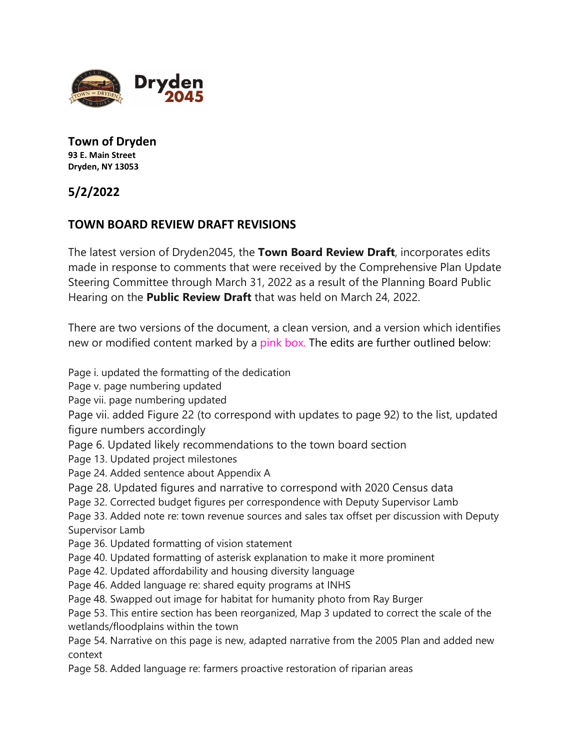**Town of Dryden**
**93 E. Main Street**
**Dryden, NY 13053**

## 5/2/2022

## TOWN BOARD REVIEW DRAFT REVISIONS

The latest version of Dryden2045, the **Town Board Review Draft**, incorporates edits made in response to comments that were received by the Comprehensive Plan Update Steering Committee through March 31, 2022 as a result of the Planning Board Public Hearing on the **Public Review Draft** that was held on March 24, 2022.

There are two versions of the document, a clean version, and a version which identifies new or modified content marked by a pink box. The edits are further outlined below:

Page i. updated the formatting of the dedication
Page v. page numbering updated
Page vii. page numbering updated
Page vii. added Figure 22 (to correspond with updates to page 92) to the list, updated figure numbers accordingly
Page 6. Updated likely recommendations to the town board section
Page 13. Updated project milestones
Page 24. Added sentence about Appendix A
Page 28. Updated figures and narrative to correspond with 2020 Census data
Page 32. Corrected budget figures per correspondence with Deputy Supervisor Lamb
Page 33. Added note re: town revenue sources and sales tax offset per discussion with Deputy Supervisor Lamb
Page 36. Updated formatting of vision statement
Page 40. Updated formatting of asterisk explanation to make it more prominent
Page 42. Updated affordability and housing diversity language
Page 46. Added language re: shared equity programs at INHS
Page 48. Swapped out image for habitat for humanity photo from Ray Burger
Page 53. This entire section has been reorganized, Map 3 updated to correct the scale of the wetlands/floodplains within the town
Page 54. Narrative on this page is new, adapted narrative from the 2005 Plan and added new context
Page 58. Added language re: farmers proactive restoration of riparian areas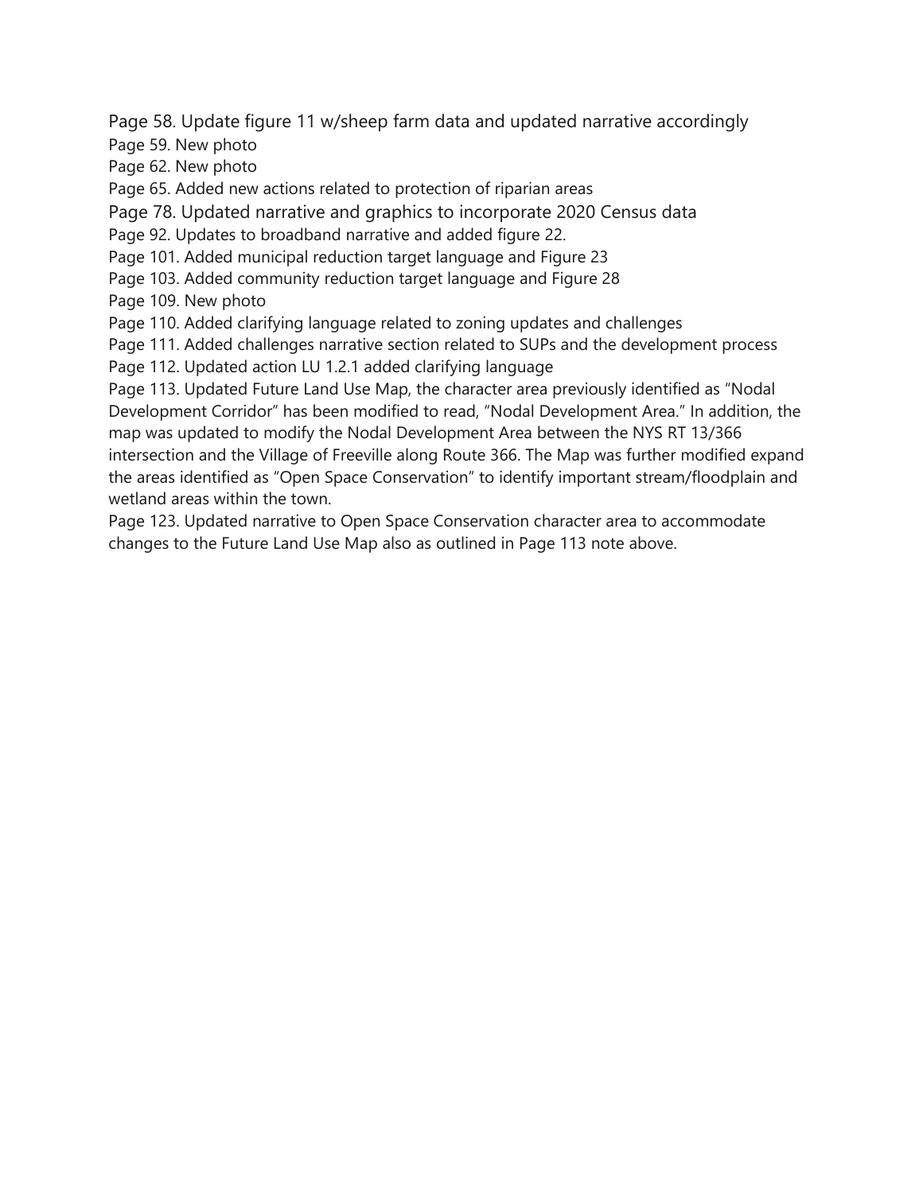Page 58. Update figure 11 w/sheep farm data and updated narrative accordingly
Page 59. New photo
Page 62. New photo
Page 65. Added new actions related to protection of riparian areas
Page 78. Updated narrative and graphics to incorporate 2020 Census data
Page 92. Updates to broadband narrative and added figure 22.
Page 101. Added municipal reduction target language and Figure 23
Page 103. Added community reduction target language and Figure 28
Page 109. New photo
Page 110. Added clarifying language related to zoning updates and challenges
Page 111. Added challenges narrative section related to SUPs and the development process
Page 112. Updated action LU 1.2.1 added clarifying language
Page 113. Updated Future Land Use Map, the character area previously identified as "Nodal Development Corridor" has been modified to read, "Nodal Development Area." In addition, the map was updated to modify the Nodal Development Area between the NYS RT 13/366 intersection and the Village of Freeville along Route 366. The Map was further modified expand the areas identified as "Open Space Conservation" to identify important stream/floodplain and wetland areas within the town.
Page 123. Updated narrative to Open Space Conservation character area to accommodate changes to the Future Land Use Map also as outlined in Page 113 note above.